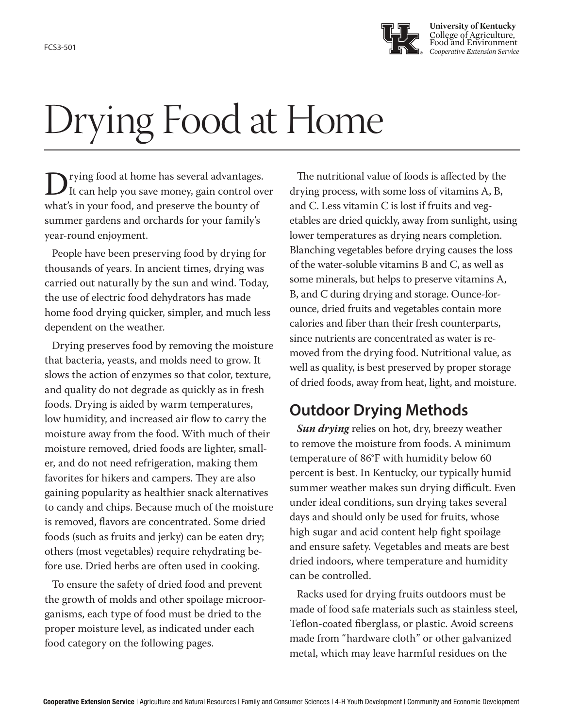FCS3-501

University of Kentucky
College of Agriculture, Food and Environment
*Cooperative Extension Service*

# Drying Food at Home

Drying food at home has several advantages. It can help you save money, gain control over what's in your food, and preserve the bounty of summer gardens and orchards for your family's year-round enjoyment.

People have been preserving food by drying for thousands of years. In ancient times, drying was carried out naturally by the sun and wind. Today, the use of electric food dehydrators has made home food drying quicker, simpler, and much less dependent on the weather.

Drying preserves food by removing the moisture that bacteria, yeasts, and molds need to grow. It slows the action of enzymes so that color, texture, and quality do not degrade as quickly as in fresh foods. Drying is aided by warm temperatures, low humidity, and increased air flow to carry the moisture away from the food. With much of their moisture removed, dried foods are lighter, smaller, and do not need refrigeration, making them favorites for hikers and campers. They are also gaining popularity as healthier snack alternatives to candy and chips. Because much of the moisture is removed, flavors are concentrated. Some dried foods (such as fruits and jerky) can be eaten dry; others (most vegetables) require rehydrating before use. Dried herbs are often used in cooking.

To ensure the safety of dried food and prevent the growth of molds and other spoilage microorganisms, each type of food must be dried to the proper moisture level, as indicated under each food category on the following pages.

The nutritional value of foods is affected by the drying process, with some loss of vitamins A, B, and C. Less vitamin C is lost if fruits and vegetables are dried quickly, away from sunlight, using lower temperatures as drying nears completion. Blanching vegetables before drying causes the loss of the water-soluble vitamins B and C, as well as some minerals, but helps to preserve vitamins A, B, and C during drying and storage. Ounce-for-ounce, dried fruits and vegetables contain more calories and fiber than their fresh counterparts, since nutrients are concentrated as water is removed from the drying food. Nutritional value, as well as quality, is best preserved by proper storage of dried foods, away from heat, light, and moisture.

## Outdoor Drying Methods

***Sun drying*** relies on hot, dry, breezy weather to remove the moisture from foods. A minimum temperature of 86°F with humidity below 60 percent is best. In Kentucky, our typically humid summer weather makes sun drying difficult. Even under ideal conditions, sun drying takes several days and should only be used for fruits, whose high sugar and acid content help fight spoilage and ensure safety. Vegetables and meats are best dried indoors, where temperature and humidity can be controlled.

Racks used for drying fruits outdoors must be made of food safe materials such as stainless steel, Teflon-coated fiberglass, or plastic. Avoid screens made from "hardware cloth" or other galvanized metal, which may leave harmful residues on the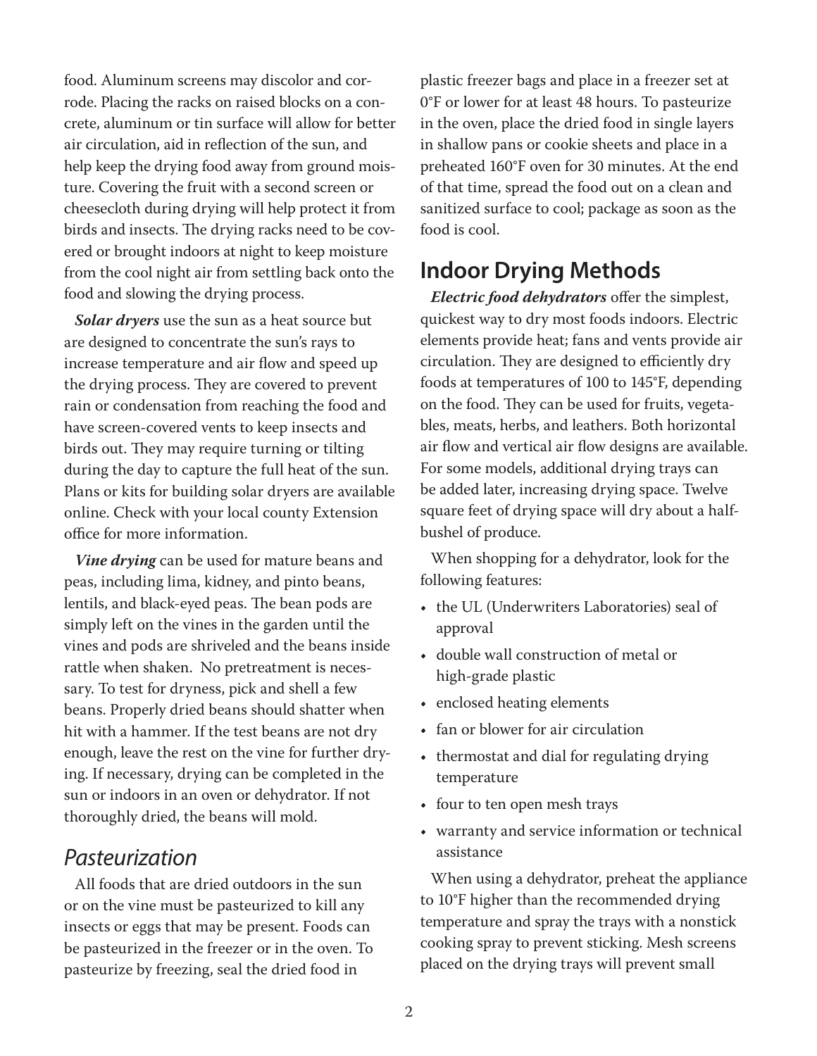food. Aluminum screens may discolor and corrode. Placing the racks on raised blocks on a concrete, aluminum or tin surface will allow for better air circulation, aid in reflection of the sun, and help keep the drying food away from ground moisture. Covering the fruit with a second screen or cheesecloth during drying will help protect it from birds and insects. The drying racks need to be covered or brought indoors at night to keep moisture from the cool night air from settling back onto the food and slowing the drying process.

***Solar dryers*** use the sun as a heat source but are designed to concentrate the sun's rays to increase temperature and air flow and speed up the drying process. They are covered to prevent rain or condensation from reaching the food and have screen-covered vents to keep insects and birds out. They may require turning or tilting during the day to capture the full heat of the sun. Plans or kits for building solar dryers are available online. Check with your local county Extension office for more information.

***Vine drying*** can be used for mature beans and peas, including lima, kidney, and pinto beans, lentils, and black-eyed peas. The bean pods are simply left on the vines in the garden until the vines and pods are shriveled and the beans inside rattle when shaken. No pretreatment is necessary. To test for dryness, pick and shell a few beans. Properly dried beans should shatter when hit with a hammer. If the test beans are not dry enough, leave the rest on the vine for further drying. If necessary, drying can be completed in the sun or indoors in an oven or dehydrator. If not thoroughly dried, the beans will mold.

### *Pasteurization*

All foods that are dried outdoors in the sun or on the vine must be pasteurized to kill any insects or eggs that may be present. Foods can be pasteurized in the freezer or in the oven. To pasteurize by freezing, seal the dried food in plastic freezer bags and place in a freezer set at 0°F or lower for at least 48 hours. To pasteurize in the oven, place the dried food in single layers in shallow pans or cookie sheets and place in a preheated 160°F oven for 30 minutes. At the end of that time, spread the food out on a clean and sanitized surface to cool; package as soon as the food is cool.

## Indoor Drying Methods

***Electric food dehydrators*** offer the simplest, quickest way to dry most foods indoors. Electric elements provide heat; fans and vents provide air circulation. They are designed to efficiently dry foods at temperatures of 100 to 145°F, depending on the food. They can be used for fruits, vegetables, meats, herbs, and leathers. Both horizontal air flow and vertical air flow designs are available. For some models, additional drying trays can be added later, increasing drying space. Twelve square feet of drying space will dry about a half-bushel of produce.

When shopping for a dehydrator, look for the following features:

- the UL (Underwriters Laboratories) seal of approval
- double wall construction of metal or high-grade plastic
- enclosed heating elements
- fan or blower for air circulation
- thermostat and dial for regulating drying temperature
- four to ten open mesh trays
- warranty and service information or technical assistance

When using a dehydrator, preheat the appliance to 10°F higher than the recommended drying temperature and spray the trays with a nonstick cooking spray to prevent sticking. Mesh screens placed on the drying trays will prevent small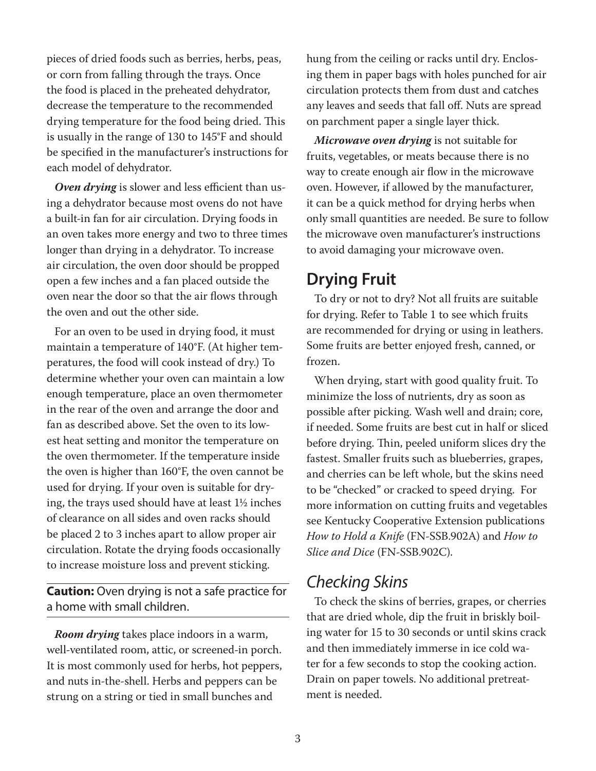pieces of dried foods such as berries, herbs, peas, or corn from falling through the trays. Once the food is placed in the preheated dehydrator, decrease the temperature to the recommended drying temperature for the food being dried. This is usually in the range of 130 to 145°F and should be specified in the manufacturer's instructions for each model of dehydrator.

***Oven drying*** is slower and less efficient than using a dehydrator because most ovens do not have a built-in fan for air circulation. Drying foods in an oven takes more energy and two to three times longer than drying in a dehydrator. To increase air circulation, the oven door should be propped open a few inches and a fan placed outside the oven near the door so that the air flows through the oven and out the other side.

For an oven to be used in drying food, it must maintain a temperature of 140°F. (At higher temperatures, the food will cook instead of dry.) To determine whether your oven can maintain a low enough temperature, place an oven thermometer in the rear of the oven and arrange the door and fan as described above. Set the oven to its lowest heat setting and monitor the temperature on the oven thermometer. If the temperature inside the oven is higher than 160°F, the oven cannot be used for drying. If your oven is suitable for drying, the trays used should have at least 1½ inches of clearance on all sides and oven racks should be placed 2 to 3 inches apart to allow proper air circulation. Rotate the drying foods occasionally to increase moisture loss and prevent sticking.

**Caution:** Oven drying is not a safe practice for a home with small children.

***Room drying*** takes place indoors in a warm, well-ventilated room, attic, or screened-in porch. It is most commonly used for herbs, hot peppers, and nuts in-the-shell. Herbs and peppers can be strung on a string or tied in small bunches and hung from the ceiling or racks until dry. Enclosing them in paper bags with holes punched for air circulation protects them from dust and catches any leaves and seeds that fall off. Nuts are spread on parchment paper a single layer thick.

***Microwave oven drying*** is not suitable for fruits, vegetables, or meats because there is no way to create enough air flow in the microwave oven. However, if allowed by the manufacturer, it can be a quick method for drying herbs when only small quantities are needed. Be sure to follow the microwave oven manufacturer's instructions to avoid damaging your microwave oven.

## Drying Fruit

To dry or not to dry? Not all fruits are suitable for drying. Refer to Table 1 to see which fruits are recommended for drying or using in leathers. Some fruits are better enjoyed fresh, canned, or frozen.

When drying, start with good quality fruit. To minimize the loss of nutrients, dry as soon as possible after picking. Wash well and drain; core, if needed. Some fruits are best cut in half or sliced before drying. Thin, peeled uniform slices dry the fastest. Smaller fruits such as blueberries, grapes, and cherries can be left whole, but the skins need to be "checked" or cracked to speed drying. For more information on cutting fruits and vegetables see Kentucky Cooperative Extension publications *How to Hold a Knife* (FN-SSB.902A) and *How to Slice and Dice* (FN-SSB.902C).

### *Checking Skins*

To check the skins of berries, grapes, or cherries that are dried whole, dip the fruit in briskly boiling water for 15 to 30 seconds or until skins crack and then immediately immerse in ice cold water for a few seconds to stop the cooking action. Drain on paper towels. No additional pretreatment is needed.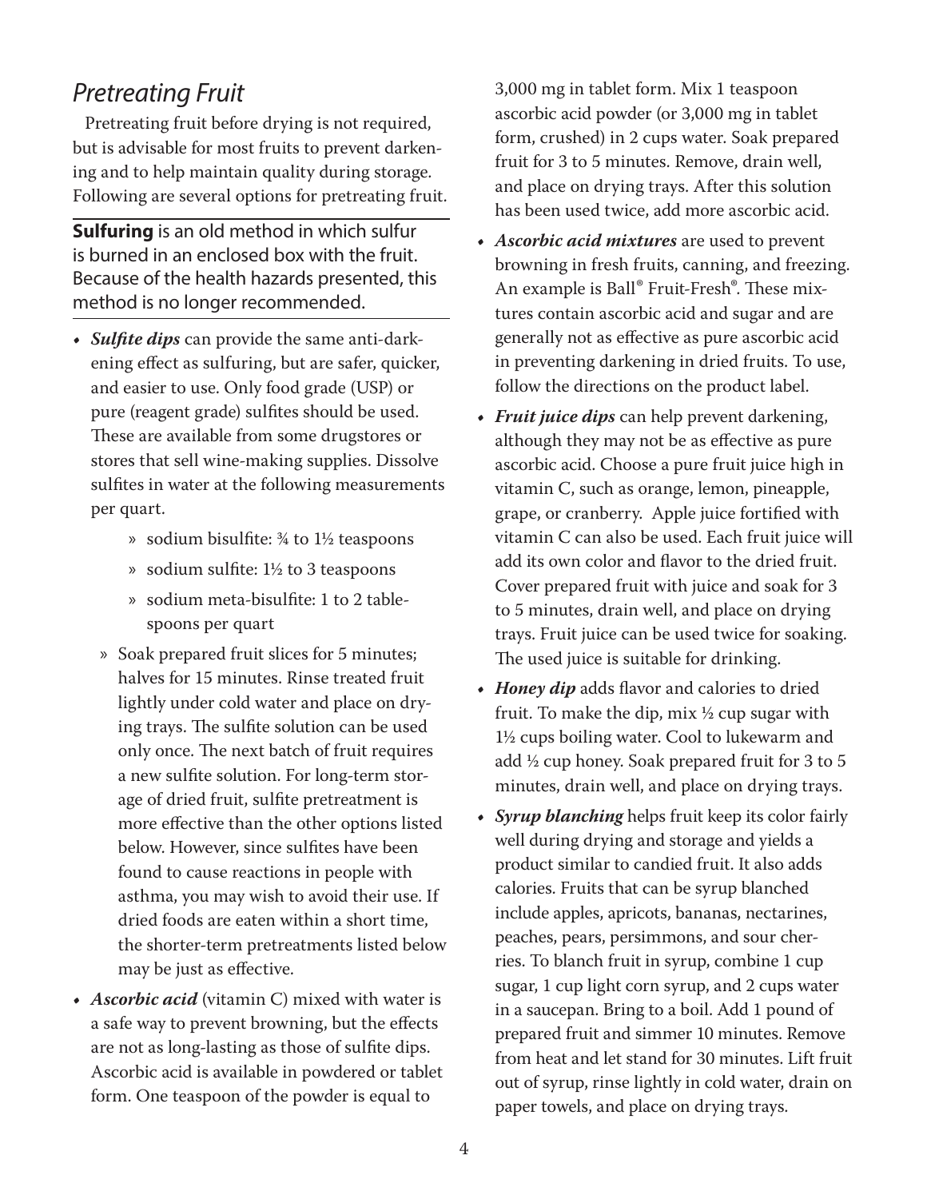## *Pretreating Fruit*

Pretreating fruit before drying is not required, but is advisable for most fruits to prevent darkening and to help maintain quality during storage. Following are several options for pretreating fruit.

**Sulfuring** is an old method in which sulfur is burned in an enclosed box with the fruit. Because of the health hazards presented, this method is no longer recommended.

- ***Sulfite dips*** can provide the same anti-darkening effect as sulfuring, but are safer, quicker, and easier to use. Only food grade (USP) or pure (reagent grade) sulfites should be used. These are available from some drugstores or stores that sell wine-making supplies. Dissolve sulfites in water at the following measurements per quart.
  - sodium bisulfite: ¾ to 1½ teaspoons
  - sodium sulfite: 1½ to 3 teaspoons
  - sodium meta-bisulfite: 1 to 2 tablespoons per quart
  - Soak prepared fruit slices for 5 minutes; halves for 15 minutes. Rinse treated fruit lightly under cold water and place on drying trays. The sulfite solution can be used only once. The next batch of fruit requires a new sulfite solution. For long-term storage of dried fruit, sulfite pretreatment is more effective than the other options listed below. However, since sulfites have been found to cause reactions in people with asthma, you may wish to avoid their use. If dried foods are eaten within a short time, the shorter-term pretreatments listed below may be just as effective.
- ***Ascorbic acid*** (vitamin C) mixed with water is a safe way to prevent browning, but the effects are not as long-lasting as those of sulfite dips. Ascorbic acid is available in powdered or tablet form. One teaspoon of the powder is equal to 3,000 mg in tablet form. Mix 1 teaspoon ascorbic acid powder (or 3,000 mg in tablet form, crushed) in 2 cups water. Soak prepared fruit for 3 to 5 minutes. Remove, drain well, and place on drying trays. After this solution has been used twice, add more ascorbic acid.
- ***Ascorbic acid mixtures*** are used to prevent browning in fresh fruits, canning, and freezing. An example is Ball® Fruit-Fresh®. These mixtures contain ascorbic acid and sugar and are generally not as effective as pure ascorbic acid in preventing darkening in dried fruits. To use, follow the directions on the product label.
- ***Fruit juice dips*** can help prevent darkening, although they may not be as effective as pure ascorbic acid. Choose a pure fruit juice high in vitamin C, such as orange, lemon, pineapple, grape, or cranberry. Apple juice fortified with vitamin C can also be used. Each fruit juice will add its own color and flavor to the dried fruit. Cover prepared fruit with juice and soak for 3 to 5 minutes, drain well, and place on drying trays. Fruit juice can be used twice for soaking. The used juice is suitable for drinking.
- ***Honey dip*** adds flavor and calories to dried fruit. To make the dip, mix ½ cup sugar with 1½ cups boiling water. Cool to lukewarm and add ½ cup honey. Soak prepared fruit for 3 to 5 minutes, drain well, and place on drying trays.
- ***Syrup blanching*** helps fruit keep its color fairly well during drying and storage and yields a product similar to candied fruit. It also adds calories. Fruits that can be syrup blanched include apples, apricots, bananas, nectarines, peaches, pears, persimmons, and sour cherries. To blanch fruit in syrup, combine 1 cup sugar, 1 cup light corn syrup, and 2 cups water in a saucepan. Bring to a boil. Add 1 pound of prepared fruit and simmer 10 minutes. Remove from heat and let stand for 30 minutes. Lift fruit out of syrup, rinse lightly in cold water, drain on paper towels, and place on drying trays.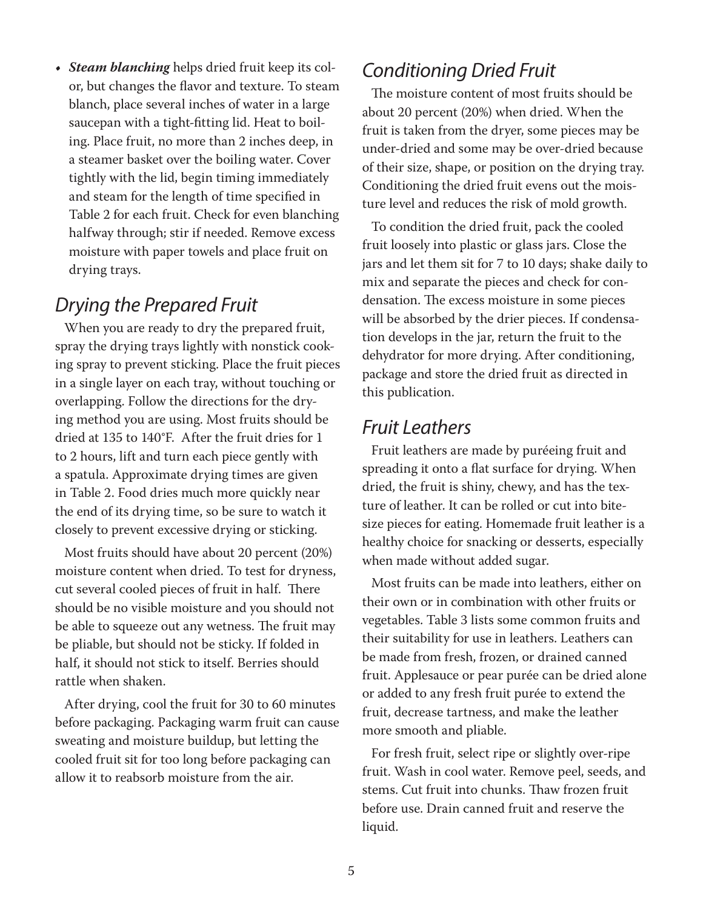- ***Steam blanching*** helps dried fruit keep its color, but changes the flavor and texture. To steam blanch, place several inches of water in a large saucepan with a tight-fitting lid. Heat to boiling. Place fruit, no more than 2 inches deep, in a steamer basket over the boiling water. Cover tightly with the lid, begin timing immediately and steam for the length of time specified in Table 2 for each fruit. Check for even blanching halfway through; stir if needed. Remove excess moisture with paper towels and place fruit on drying trays.

## *Drying the Prepared Fruit*

When you are ready to dry the prepared fruit, spray the drying trays lightly with nonstick cooking spray to prevent sticking. Place the fruit pieces in a single layer on each tray, without touching or overlapping. Follow the directions for the drying method you are using. Most fruits should be dried at 135 to 140°F. After the fruit dries for 1 to 2 hours, lift and turn each piece gently with a spatula. Approximate drying times are given in Table 2. Food dries much more quickly near the end of its drying time, so be sure to watch it closely to prevent excessive drying or sticking.

Most fruits should have about 20 percent (20%) moisture content when dried. To test for dryness, cut several cooled pieces of fruit in half. There should be no visible moisture and you should not be able to squeeze out any wetness. The fruit may be pliable, but should not be sticky. If folded in half, it should not stick to itself. Berries should rattle when shaken.

After drying, cool the fruit for 30 to 60 minutes before packaging. Packaging warm fruit can cause sweating and moisture buildup, but letting the cooled fruit sit for too long before packaging can allow it to reabsorb moisture from the air.

## *Conditioning Dried Fruit*

The moisture content of most fruits should be about 20 percent (20%) when dried. When the fruit is taken from the dryer, some pieces may be under-dried and some may be over-dried because of their size, shape, or position on the drying tray. Conditioning the dried fruit evens out the moisture level and reduces the risk of mold growth.

To condition the dried fruit, pack the cooled fruit loosely into plastic or glass jars. Close the jars and let them sit for 7 to 10 days; shake daily to mix and separate the pieces and check for condensation. The excess moisture in some pieces will be absorbed by the drier pieces. If condensation develops in the jar, return the fruit to the dehydrator for more drying. After conditioning, package and store the dried fruit as directed in this publication.

## *Fruit Leathers*

Fruit leathers are made by puréeing fruit and spreading it onto a flat surface for drying. When dried, the fruit is shiny, chewy, and has the texture of leather. It can be rolled or cut into bite-size pieces for eating. Homemade fruit leather is a healthy choice for snacking or desserts, especially when made without added sugar.

Most fruits can be made into leathers, either on their own or in combination with other fruits or vegetables. Table 3 lists some common fruits and their suitability for use in leathers. Leathers can be made from fresh, frozen, or drained canned fruit. Applesauce or pear purée can be dried alone or added to any fresh fruit purée to extend the fruit, decrease tartness, and make the leather more smooth and pliable.

For fresh fruit, select ripe or slightly over-ripe fruit. Wash in cool water. Remove peel, seeds, and stems. Cut fruit into chunks. Thaw frozen fruit before use. Drain canned fruit and reserve the liquid.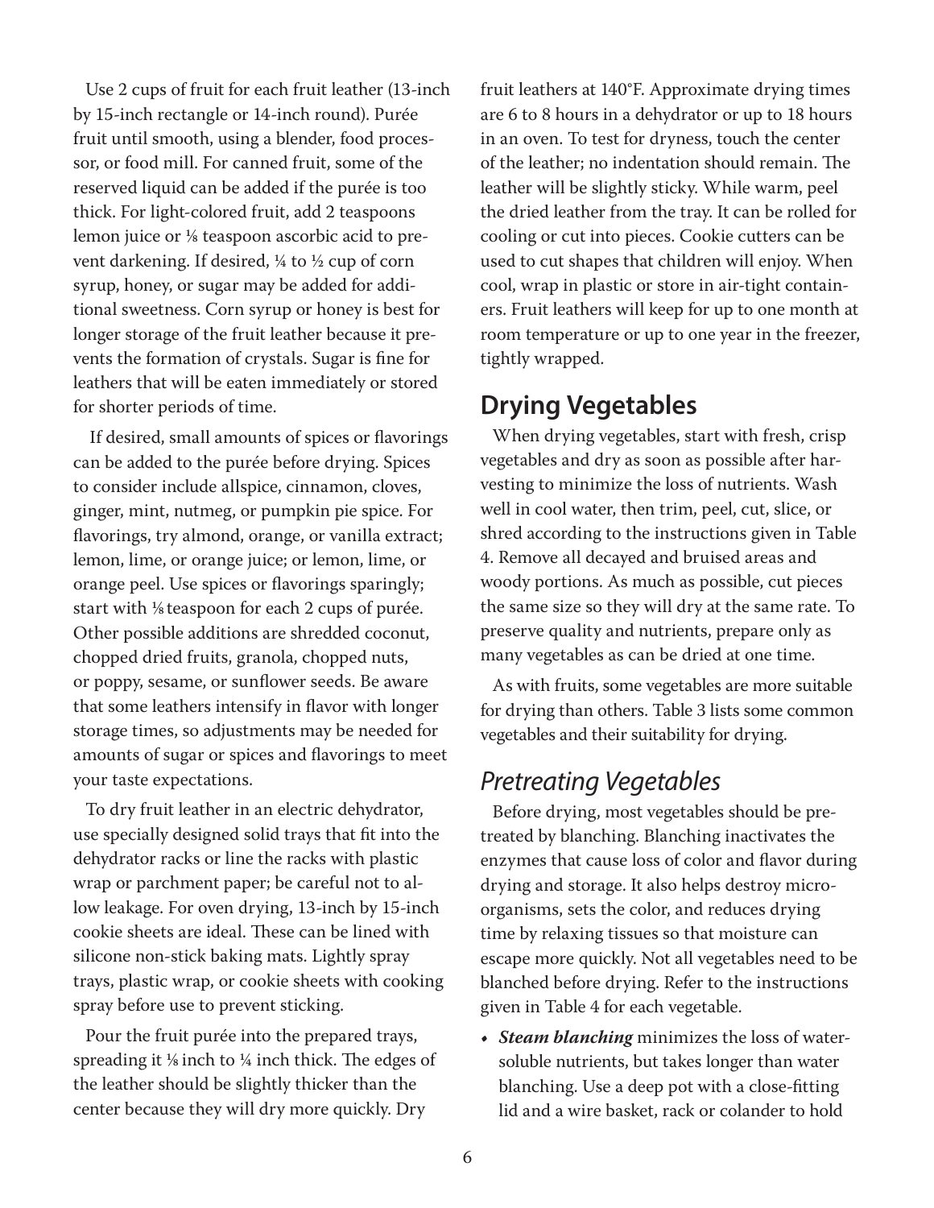Use 2 cups of fruit for each fruit leather (13-inch by 15-inch rectangle or 14-inch round). Purée fruit until smooth, using a blender, food processor, or food mill. For canned fruit, some of the reserved liquid can be added if the purée is too thick. For light-colored fruit, add 2 teaspoons lemon juice or ⅛ teaspoon ascorbic acid to prevent darkening. If desired, ¼ to ½ cup of corn syrup, honey, or sugar may be added for additional sweetness. Corn syrup or honey is best for longer storage of the fruit leather because it prevents the formation of crystals. Sugar is fine for leathers that will be eaten immediately or stored for shorter periods of time.

If desired, small amounts of spices or flavorings can be added to the purée before drying. Spices to consider include allspice, cinnamon, cloves, ginger, mint, nutmeg, or pumpkin pie spice. For flavorings, try almond, orange, or vanilla extract; lemon, lime, or orange juice; or lemon, lime, or orange peel. Use spices or flavorings sparingly; start with ⅛ teaspoon for each 2 cups of purée. Other possible additions are shredded coconut, chopped dried fruits, granola, chopped nuts, or poppy, sesame, or sunflower seeds. Be aware that some leathers intensify in flavor with longer storage times, so adjustments may be needed for amounts of sugar or spices and flavorings to meet your taste expectations.

To dry fruit leather in an electric dehydrator, use specially designed solid trays that fit into the dehydrator racks or line the racks with plastic wrap or parchment paper; be careful not to allow leakage. For oven drying, 13-inch by 15-inch cookie sheets are ideal. These can be lined with silicone non-stick baking mats. Lightly spray trays, plastic wrap, or cookie sheets with cooking spray before use to prevent sticking.

Pour the fruit purée into the prepared trays, spreading it ⅛ inch to ¼ inch thick. The edges of the leather should be slightly thicker than the center because they will dry more quickly. Dry fruit leathers at 140°F. Approximate drying times are 6 to 8 hours in a dehydrator or up to 18 hours in an oven. To test for dryness, touch the center of the leather; no indentation should remain. The leather will be slightly sticky. While warm, peel the dried leather from the tray. It can be rolled for cooling or cut into pieces. Cookie cutters can be used to cut shapes that children will enjoy. When cool, wrap in plastic or store in air-tight containers. Fruit leathers will keep for up to one month at room temperature or up to one year in the freezer, tightly wrapped.

## Drying Vegetables

When drying vegetables, start with fresh, crisp vegetables and dry as soon as possible after harvesting to minimize the loss of nutrients. Wash well in cool water, then trim, peel, cut, slice, or shred according to the instructions given in Table 4. Remove all decayed and bruised areas and woody portions. As much as possible, cut pieces the same size so they will dry at the same rate. To preserve quality and nutrients, prepare only as many vegetables as can be dried at one time.

As with fruits, some vegetables are more suitable for drying than others. Table 3 lists some common vegetables and their suitability for drying.

### *Pretreating Vegetables*

Before drying, most vegetables should be pretreated by blanching. Blanching inactivates the enzymes that cause loss of color and flavor during drying and storage. It also helps destroy microorganisms, sets the color, and reduces drying time by relaxing tissues so that moisture can escape more quickly. Not all vegetables need to be blanched before drying. Refer to the instructions given in Table 4 for each vegetable.

- ***Steam blanching*** minimizes the loss of water-soluble nutrients, but takes longer than water blanching. Use a deep pot with a close-fitting lid and a wire basket, rack or colander to hold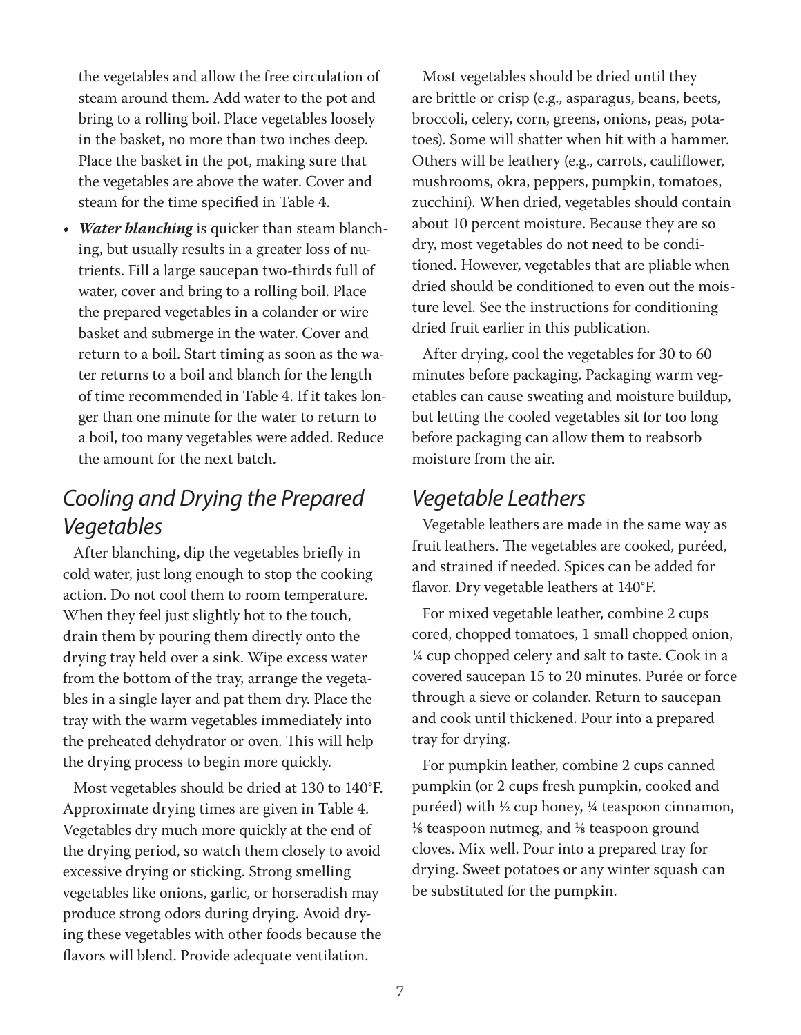the vegetables and allow the free circulation of steam around them. Add water to the pot and bring to a rolling boil. Place vegetables loosely in the basket, no more than two inches deep. Place the basket in the pot, making sure that the vegetables are above the water. Cover and steam for the time specified in Table 4.

- ***Water blanching*** is quicker than steam blanching, but usually results in a greater loss of nutrients. Fill a large saucepan two-thirds full of water, cover and bring to a rolling boil. Place the prepared vegetables in a colander or wire basket and submerge in the water. Cover and return to a boil. Start timing as soon as the water returns to a boil and blanch for the length of time recommended in Table 4. If it takes longer than one minute for the water to return to a boil, too many vegetables were added. Reduce the amount for the next batch.

## *Cooling and Drying the Prepared Vegetables*

After blanching, dip the vegetables briefly in cold water, just long enough to stop the cooking action. Do not cool them to room temperature. When they feel just slightly hot to the touch, drain them by pouring them directly onto the drying tray held over a sink. Wipe excess water from the bottom of the tray, arrange the vegetables in a single layer and pat them dry. Place the tray with the warm vegetables immediately into the preheated dehydrator or oven. This will help the drying process to begin more quickly.

Most vegetables should be dried at 130 to 140°F. Approximate drying times are given in Table 4. Vegetables dry much more quickly at the end of the drying period, so watch them closely to avoid excessive drying or sticking. Strong smelling vegetables like onions, garlic, or horseradish may produce strong odors during drying. Avoid drying these vegetables with other foods because the flavors will blend. Provide adequate ventilation.

Most vegetables should be dried until they are brittle or crisp (e.g., asparagus, beans, beets, broccoli, celery, corn, greens, onions, peas, potatoes). Some will shatter when hit with a hammer. Others will be leathery (e.g., carrots, cauliflower, mushrooms, okra, peppers, pumpkin, tomatoes, zucchini). When dried, vegetables should contain about 10 percent moisture. Because they are so dry, most vegetables do not need to be conditioned. However, vegetables that are pliable when dried should be conditioned to even out the moisture level. See the instructions for conditioning dried fruit earlier in this publication.

After drying, cool the vegetables for 30 to 60 minutes before packaging. Packaging warm vegetables can cause sweating and moisture buildup, but letting the cooled vegetables sit for too long before packaging can allow them to reabsorb moisture from the air.

## *Vegetable Leathers*

Vegetable leathers are made in the same way as fruit leathers. The vegetables are cooked, puréed, and strained if needed. Spices can be added for flavor. Dry vegetable leathers at 140°F.

For mixed vegetable leather, combine 2 cups cored, chopped tomatoes, 1 small chopped onion, ¼ cup chopped celery and salt to taste. Cook in a covered saucepan 15 to 20 minutes. Purée or force through a sieve or colander. Return to saucepan and cook until thickened. Pour into a prepared tray for drying.

For pumpkin leather, combine 2 cups canned pumpkin (or 2 cups fresh pumpkin, cooked and puréed) with ½ cup honey, ¼ teaspoon cinnamon, ⅛ teaspoon nutmeg, and ⅛ teaspoon ground cloves. Mix well. Pour into a prepared tray for drying. Sweet potatoes or any winter squash can be substituted for the pumpkin.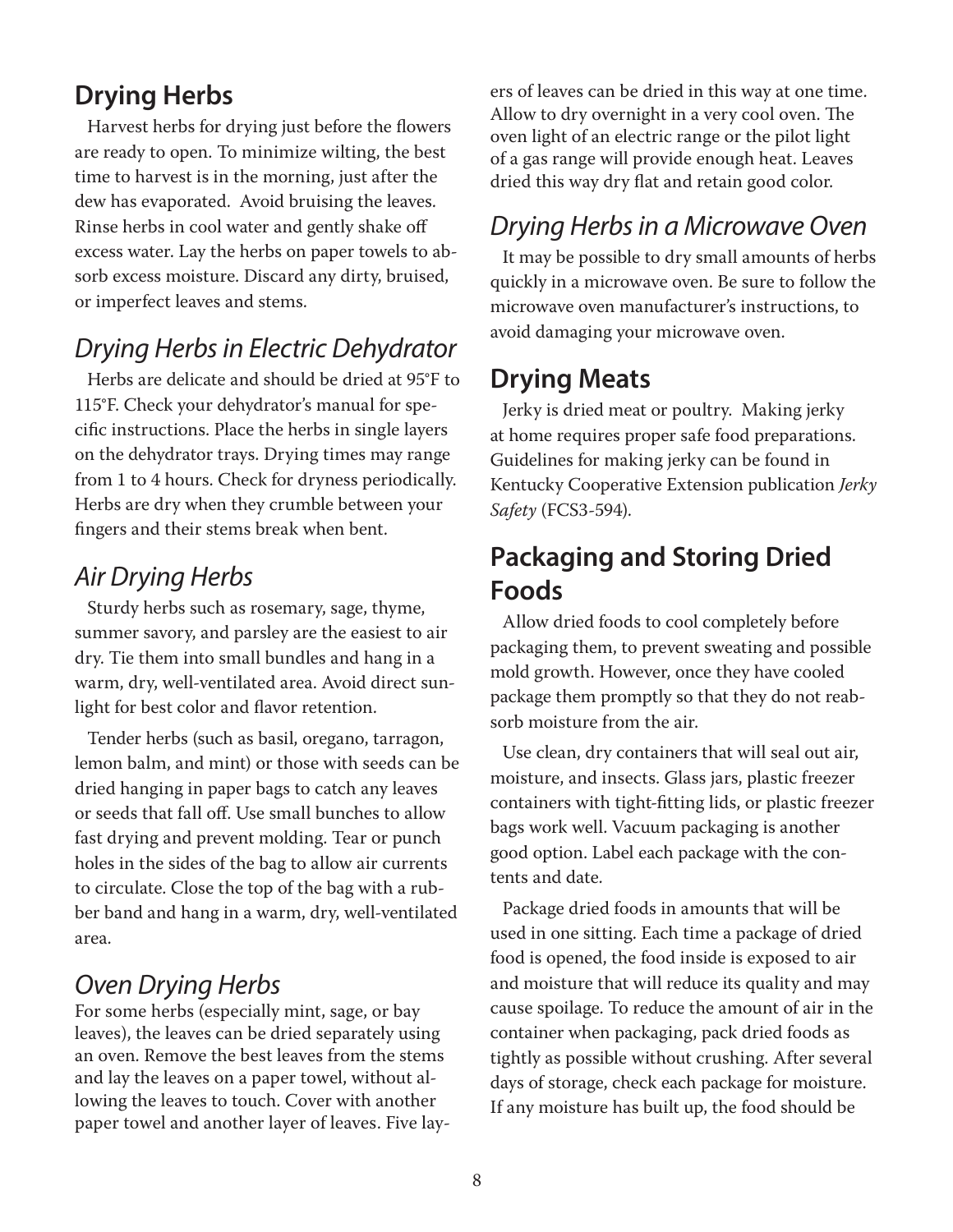## Drying Herbs

Harvest herbs for drying just before the flowers are ready to open. To minimize wilting, the best time to harvest is in the morning, just after the dew has evaporated. Avoid bruising the leaves. Rinse herbs in cool water and gently shake off excess water. Lay the herbs on paper towels to absorb excess moisture. Discard any dirty, bruised, or imperfect leaves and stems.

### *Drying Herbs in Electric Dehydrator*

Herbs are delicate and should be dried at 95°F to 115°F. Check your dehydrator's manual for specific instructions. Place the herbs in single layers on the dehydrator trays. Drying times may range from 1 to 4 hours. Check for dryness periodically. Herbs are dry when they crumble between your fingers and their stems break when bent.

### *Air Drying Herbs*

Sturdy herbs such as rosemary, sage, thyme, summer savory, and parsley are the easiest to air dry. Tie them into small bundles and hang in a warm, dry, well-ventilated area. Avoid direct sunlight for best color and flavor retention.

Tender herbs (such as basil, oregano, tarragon, lemon balm, and mint) or those with seeds can be dried hanging in paper bags to catch any leaves or seeds that fall off. Use small bunches to allow fast drying and prevent molding. Tear or punch holes in the sides of the bag to allow air currents to circulate. Close the top of the bag with a rubber band and hang in a warm, dry, well-ventilated area.

### *Oven Drying Herbs*

For some herbs (especially mint, sage, or bay leaves), the leaves can be dried separately using an oven. Remove the best leaves from the stems and lay the leaves on a paper towel, without allowing the leaves to touch. Cover with another paper towel and another layer of leaves. Five layers of leaves can be dried in this way at one time. Allow to dry overnight in a very cool oven. The oven light of an electric range or the pilot light of a gas range will provide enough heat. Leaves dried this way dry flat and retain good color.

### *Drying Herbs in a Microwave Oven*

It may be possible to dry small amounts of herbs quickly in a microwave oven. Be sure to follow the microwave oven manufacturer's instructions, to avoid damaging your microwave oven.

## Drying Meats

Jerky is dried meat or poultry. Making jerky at home requires proper safe food preparations. Guidelines for making jerky can be found in Kentucky Cooperative Extension publication *Jerky Safety* (FCS3-594).

## Packaging and Storing Dried Foods

Allow dried foods to cool completely before packaging them, to prevent sweating and possible mold growth. However, once they have cooled package them promptly so that they do not reabsorb moisture from the air.

Use clean, dry containers that will seal out air, moisture, and insects. Glass jars, plastic freezer containers with tight-fitting lids, or plastic freezer bags work well. Vacuum packaging is another good option. Label each package with the contents and date.

Package dried foods in amounts that will be used in one sitting. Each time a package of dried food is opened, the food inside is exposed to air and moisture that will reduce its quality and may cause spoilage. To reduce the amount of air in the container when packaging, pack dried foods as tightly as possible without crushing. After several days of storage, check each package for moisture. If any moisture has built up, the food should be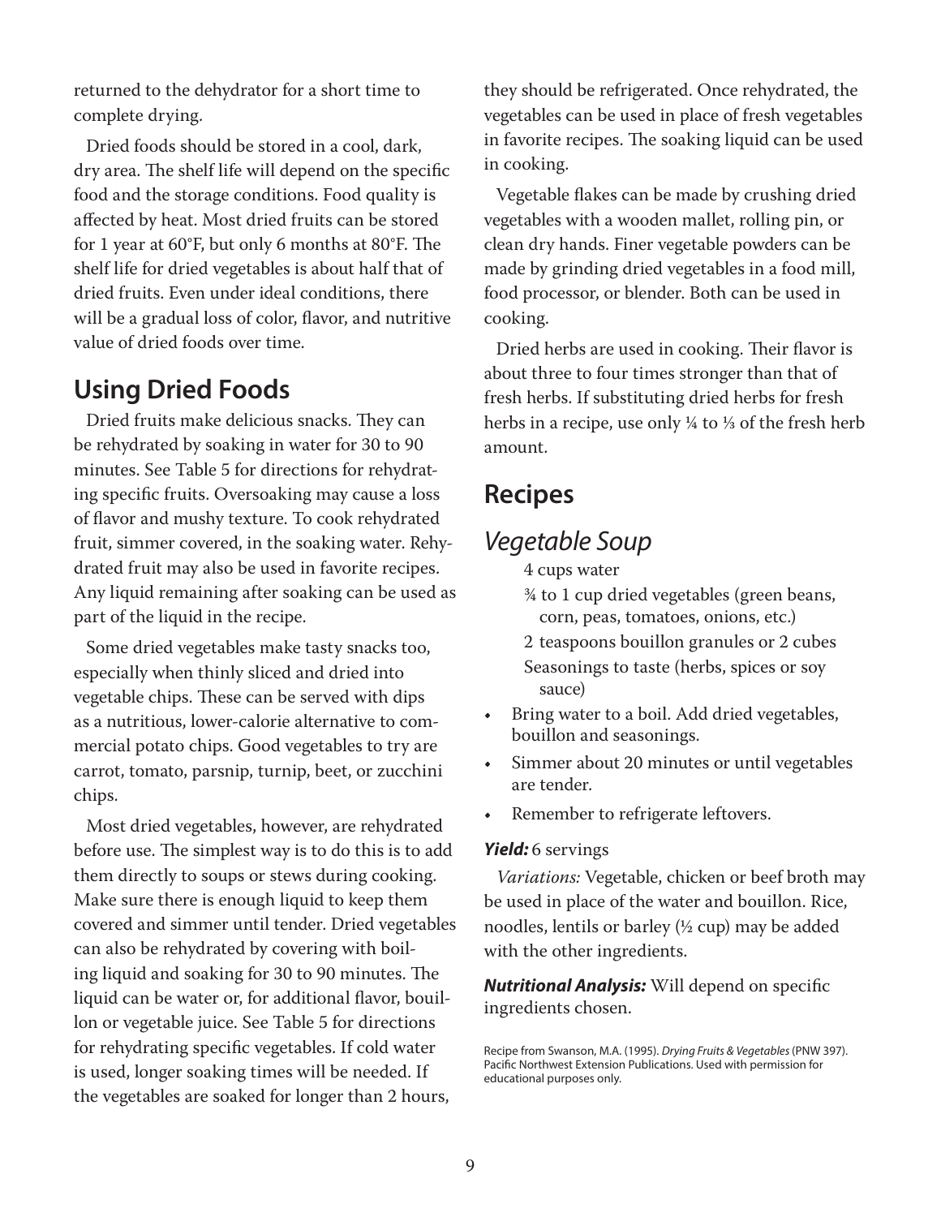returned to the dehydrator for a short time to complete drying.

Dried foods should be stored in a cool, dark, dry area. The shelf life will depend on the specific food and the storage conditions. Food quality is affected by heat. Most dried fruits can be stored for 1 year at 60°F, but only 6 months at 80°F. The shelf life for dried vegetables is about half that of dried fruits. Even under ideal conditions, there will be a gradual loss of color, flavor, and nutritive value of dried foods over time.

## Using Dried Foods

Dried fruits make delicious snacks. They can be rehydrated by soaking in water for 30 to 90 minutes. See Table 5 for directions for rehydrating specific fruits. Oversoaking may cause a loss of flavor and mushy texture. To cook rehydrated fruit, simmer covered, in the soaking water. Rehydrated fruit may also be used in favorite recipes. Any liquid remaining after soaking can be used as part of the liquid in the recipe.

Some dried vegetables make tasty snacks too, especially when thinly sliced and dried into vegetable chips. These can be served with dips as a nutritious, lower-calorie alternative to commercial potato chips. Good vegetables to try are carrot, tomato, parsnip, turnip, beet, or zucchini chips.

Most dried vegetables, however, are rehydrated before use. The simplest way is to do this is to add them directly to soups or stews during cooking. Make sure there is enough liquid to keep them covered and simmer until tender. Dried vegetables can also be rehydrated by covering with boiling liquid and soaking for 30 to 90 minutes. The liquid can be water or, for additional flavor, bouillon or vegetable juice. See Table 5 for directions for rehydrating specific vegetables. If cold water is used, longer soaking times will be needed. If the vegetables are soaked for longer than 2 hours, they should be refrigerated. Once rehydrated, the vegetables can be used in place of fresh vegetables in favorite recipes. The soaking liquid can be used in cooking.

Vegetable flakes can be made by crushing dried vegetables with a wooden mallet, rolling pin, or clean dry hands. Finer vegetable powders can be made by grinding dried vegetables in a food mill, food processor, or blender. Both can be used in cooking.

Dried herbs are used in cooking. Their flavor is about three to four times stronger than that of fresh herbs. If substituting dried herbs for fresh herbs in a recipe, use only ¼ to ⅓ of the fresh herb amount.

## Recipes

### *Vegetable Soup*

4 cups water

¾ to 1 cup dried vegetables (green beans, corn, peas, tomatoes, onions, etc.)

2 teaspoons bouillon granules or 2 cubes

Seasonings to taste (herbs, spices or soy sauce)

- Bring water to a boil. Add dried vegetables, bouillon and seasonings.
- Simmer about 20 minutes or until vegetables are tender.
- Remember to refrigerate leftovers.

***Yield:*** 6 servings

*Variations:* Vegetable, chicken or beef broth may be used in place of the water and bouillon. Rice, noodles, lentils or barley (½ cup) may be added with the other ingredients.

***Nutritional Analysis:*** Will depend on specific ingredients chosen.

Recipe from Swanson, M.A. (1995). *Drying Fruits & Vegetables* (PNW 397). Pacific Northwest Extension Publications. Used with permission for educational purposes only.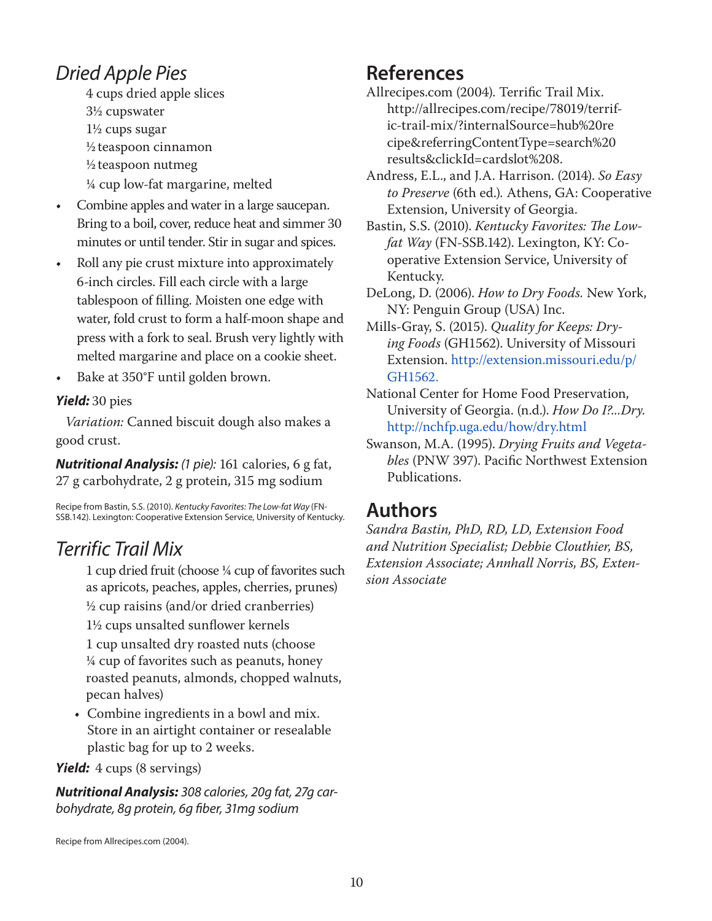## *Dried Apple Pies*

4 cups dried apple slices
3½ cupswater
1½ cups sugar
½ teaspoon cinnamon
½ teaspoon nutmeg
¼ cup low-fat margarine, melted

- Combine apples and water in a large saucepan. Bring to a boil, cover, reduce heat and simmer 30 minutes or until tender. Stir in sugar and spices.
- Roll any pie crust mixture into approximately 6-inch circles. Fill each circle with a large tablespoon of filling. Moisten one edge with water, fold crust to form a half-moon shape and press with a fork to seal. Brush very lightly with melted margarine and place on a cookie sheet.
- Bake at 350°F until golden brown.

***Yield:*** 30 pies

*Variation:* Canned biscuit dough also makes a good crust.

***Nutritional Analysis:*** *(1 pie):* 161 calories, 6 g fat, 27 g carbohydrate, 2 g protein, 315 mg sodium

Recipe from Bastin, S.S. (2010). *Kentucky Favorites: The Low-fat Way* (FN-SSB.142). Lexington: Cooperative Extension Service, University of Kentucky.

## *Terrific Trail Mix*

1 cup dried fruit (choose ¼ cup of favorites such as apricots, peaches, apples, cherries, prunes)
½ cup raisins (and/or dried cranberries)
1½ cups unsalted sunflower kernels
1 cup unsalted dry roasted nuts (choose ¼ cup of favorites such as peanuts, honey roasted peanuts, almonds, chopped walnuts, pecan halves)

- Combine ingredients in a bowl and mix. Store in an airtight container or resealable plastic bag for up to 2 weeks.

***Yield:*** 4 cups (8 servings)

***Nutritional Analysis:*** *308 calories, 20g fat, 27g carbohydrate, 8g protein, 6g fiber, 31mg sodium*

Recipe from Allrecipes.com (2004).

## References

Allrecipes.com (2004). Terrific Trail Mix. http://allrecipes.com/recipe/78019/terrific-trail-mix/?internalSource=hub%20recipe&referringContentType=search%20results&clickId=cardslot%208.

Andress, E.L., and J.A. Harrison. (2014). *So Easy to Preserve* (6th ed.). Athens, GA: Cooperative Extension, University of Georgia.

Bastin, S.S. (2010). *Kentucky Favorites: The Low-fat Way* (FN-SSB.142). Lexington, KY: Cooperative Extension Service, University of Kentucky.

DeLong, D. (2006). *How to Dry Foods.* New York, NY: Penguin Group (USA) Inc.

Mills-Gray, S. (2015). *Quality for Keeps: Drying Foods* (GH1562). University of Missouri Extension. http://extension.missouri.edu/p/GH1562.

National Center for Home Food Preservation, University of Georgia. (n.d.). *How Do I?...Dry.* http://nchfp.uga.edu/how/dry.html

Swanson, M.A. (1995). *Drying Fruits and Vegetables* (PNW 397). Pacific Northwest Extension Publications.

## Authors

*Sandra Bastin, PhD, RD, LD, Extension Food and Nutrition Specialist; Debbie Clouthier, BS, Extension Associate; Annhall Norris, BS, Extension Associate*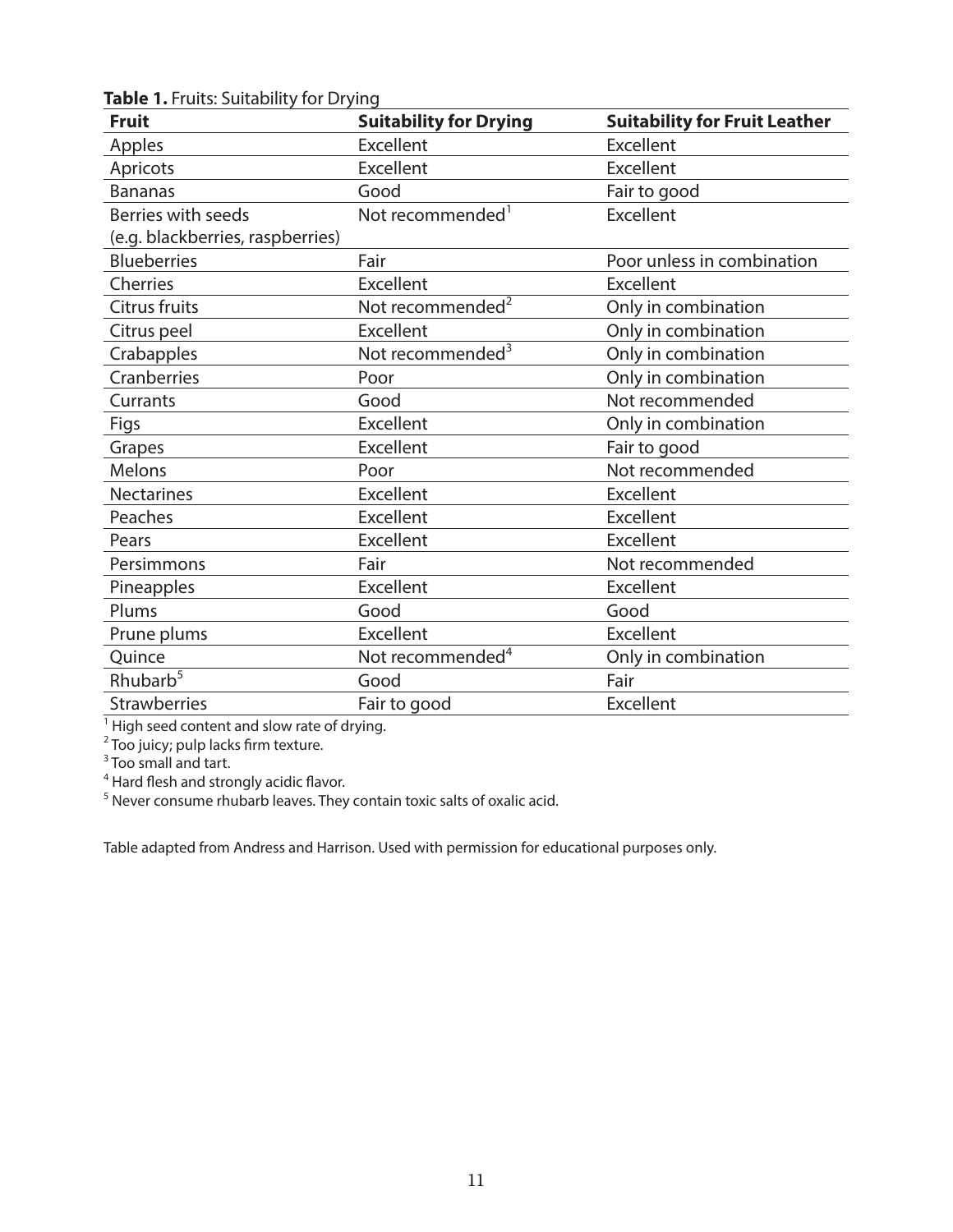**Table 1.** Fruits: Suitability for Drying

| Fruit | Suitability for Drying | Suitability for Fruit Leather |
|---|---|---|
| Apples | Excellent | Excellent |
| Apricots | Excellent | Excellent |
| Bananas | Good | Fair to good |
| Berries with seeds (e.g. blackberries, raspberries) | Not recommended[1] | Excellent |
| Blueberries | Fair | Poor unless in combination |
| Cherries | Excellent | Excellent |
| Citrus fruits | Not recommended[2] | Only in combination |
| Citrus peel | Excellent | Only in combination |
| Crabapples | Not recommended[3] | Only in combination |
| Cranberries | Poor | Only in combination |
| Currants | Good | Not recommended |
| Figs | Excellent | Only in combination |
| Grapes | Excellent | Fair to good |
| Melons | Poor | Not recommended |
| Nectarines | Excellent | Excellent |
| Peaches | Excellent | Excellent |
| Pears | Excellent | Excellent |
| Persimmons | Fair | Not recommended |
| Pineapples | Excellent | Excellent |
| Plums | Good | Good |
| Prune plums | Excellent | Excellent |
| Quince | Not recommended[4] | Only in combination |
| Rhubarb[5] | Good | Fair |
| Strawberries | Fair to good | Excellent |

[1] High seed content and slow rate of drying.
[2] Too juicy; pulp lacks firm texture.
[3] Too small and tart.
[4] Hard flesh and strongly acidic flavor.
[5] Never consume rhubarb leaves. They contain toxic salts of oxalic acid.

Table adapted from Andress and Harrison. Used with permission for educational purposes only.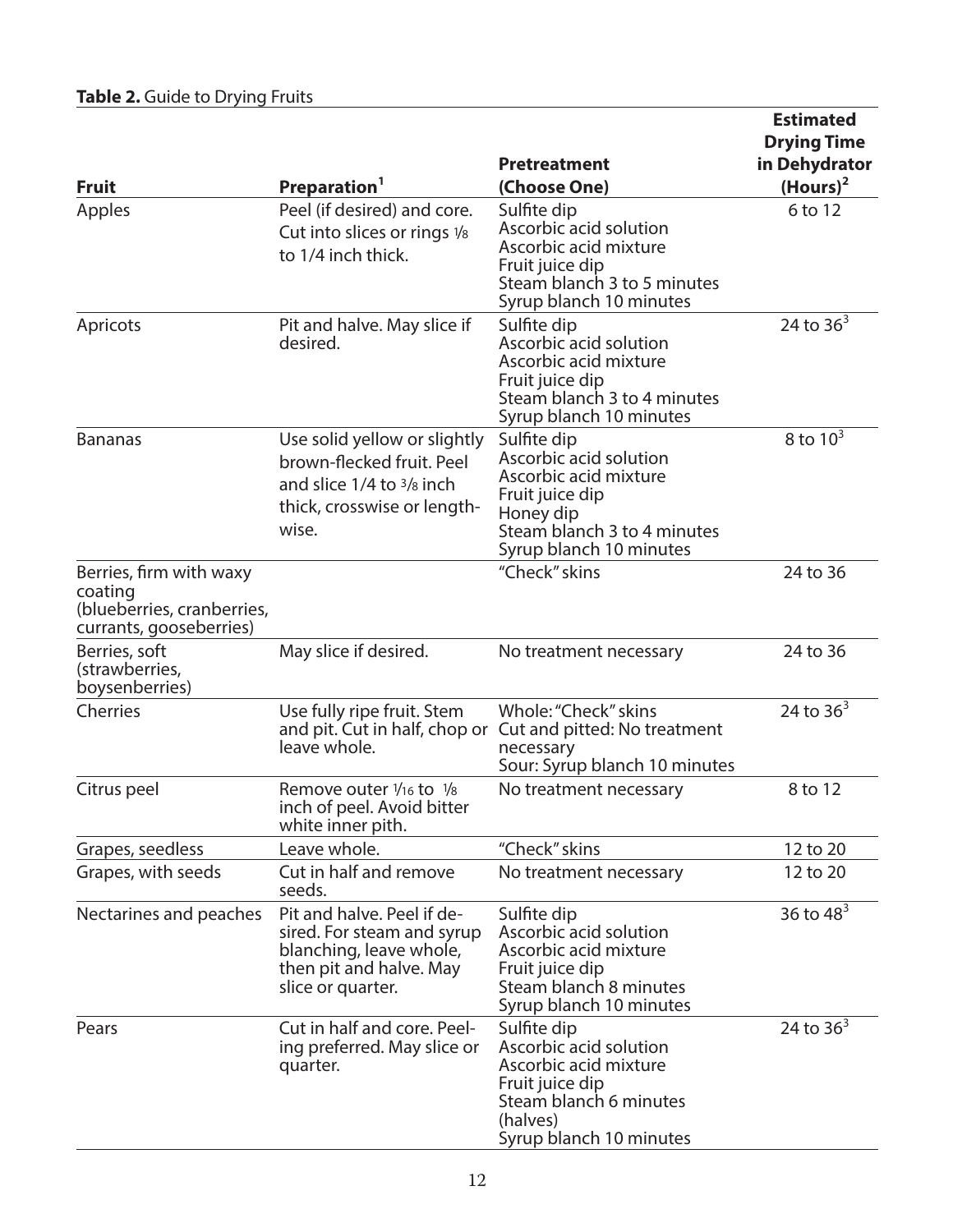**Table 2.** Guide to Drying Fruits

| Fruit | Preparation[1] | Pretreatment (Choose One) | Estimated Drying Time in Dehydrator (Hours)[2] |
|---|---|---|---|
| Apples | Peel (if desired) and core. Cut into slices or rings 1/8 to 1/4 inch thick. | Sulfite dip<br>Ascorbic acid solution<br>Ascorbic acid mixture<br>Fruit juice dip<br>Steam blanch 3 to 5 minutes<br>Syrup blanch 10 minutes | 6 to 12 |
| Apricots | Pit and halve. May slice if desired. | Sulfite dip<br>Ascorbic acid solution<br>Ascorbic acid mixture<br>Fruit juice dip<br>Steam blanch 3 to 4 minutes<br>Syrup blanch 10 minutes | 24 to 36[3] |
| Bananas | Use solid yellow or slightly brown-flecked fruit. Peel and slice 1/4 to 3/8 inch thick, crosswise or lengthwise. | Sulfite dip<br>Ascorbic acid solution<br>Ascorbic acid mixture<br>Fruit juice dip<br>Honey dip<br>Steam blanch 3 to 4 minutes<br>Syrup blanch 10 minutes | 8 to 10[3] |
| Berries, firm with waxy coating (blueberries, cranberries, currants, gooseberries) | | "Check" skins | 24 to 36 |
| Berries, soft (strawberries, boysenberries) | May slice if desired. | No treatment necessary | 24 to 36 |
| Cherries | Use fully ripe fruit. Stem and pit. Cut in half, chop or leave whole. | Whole: "Check" skins<br>Cut and pitted: No treatment necessary<br>Sour: Syrup blanch 10 minutes | 24 to 36[3] |
| Citrus peel | Remove outer 1/16 to 1/8 inch of peel. Avoid bitter white inner pith. | No treatment necessary | 8 to 12 |
| Grapes, seedless | Leave whole. | "Check" skins | 12 to 20 |
| Grapes, with seeds | Cut in half and remove seeds. | No treatment necessary | 12 to 20 |
| Nectarines and peaches | Pit and halve. Peel if desired. For steam and syrup blanching, leave whole, then pit and halve. May slice or quarter. | Sulfite dip<br>Ascorbic acid solution<br>Ascorbic acid mixture<br>Fruit juice dip<br>Steam blanch 8 minutes<br>Syrup blanch 10 minutes | 36 to 48[3] |
| Pears | Cut in half and core. Peeling preferred. May slice or quarter. | Sulfite dip<br>Ascorbic acid solution<br>Ascorbic acid mixture<br>Fruit juice dip<br>Steam blanch 6 minutes (halves)<br>Syrup blanch 10 minutes | 24 to 36[3] |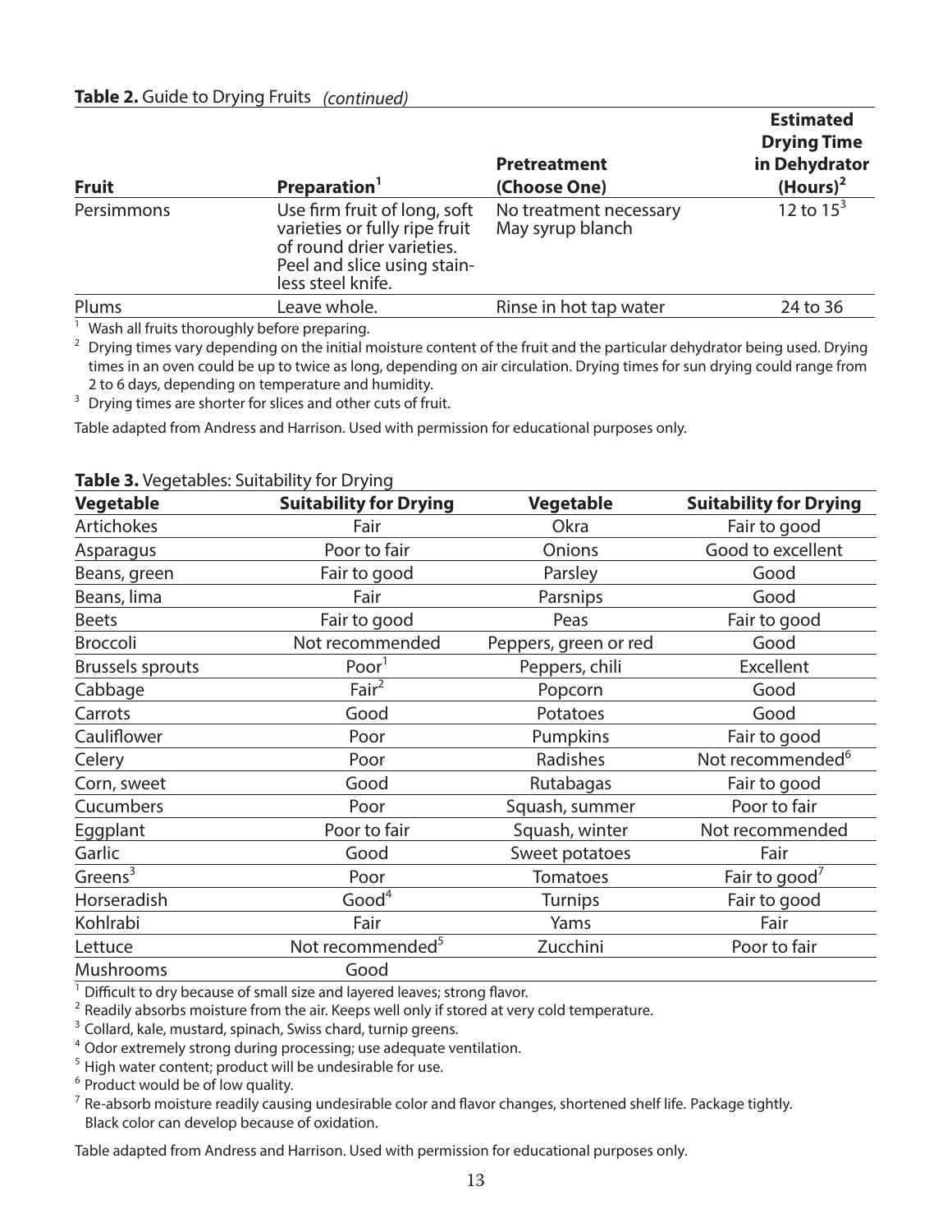**Table 2.** Guide to Drying Fruits *(continued)*

| Fruit | Preparation[1] | Pretreatment (Choose One) | Estimated Drying Time in Dehydrator (Hours)[2] |
|---|---|---|---|
| Persimmons | Use firm fruit of long, soft varieties or fully ripe fruit of round drier varieties. Peel and slice using stainless steel knife. | No treatment necessary<br>May syrup blanch | 12 to 15[3] |
| Plums | Leave whole. | Rinse in hot tap water | 24 to 36 |

[1] Wash all fruits thoroughly before preparing.

[2] Drying times vary depending on the initial moisture content of the fruit and the particular dehydrator being used. Drying times in an oven could be up to twice as long, depending on air circulation. Drying times for sun drying could range from 2 to 6 days, depending on temperature and humidity.

[3] Drying times are shorter for slices and other cuts of fruit.

Table adapted from Andress and Harrison. Used with permission for educational purposes only.

**Table 3.** Vegetables: Suitability for Drying

| Vegetable | Suitability for Drying | Vegetable | Suitability for Drying |
|---|---|---|---|
| Artichokes | Fair | Okra | Fair to good |
| Asparagus | Poor to fair | Onions | Good to excellent |
| Beans, green | Fair to good | Parsley | Good |
| Beans, lima | Fair | Parsnips | Good |
| Beets | Fair to good | Peas | Fair to good |
| Broccoli | Not recommended | Peppers, green or red | Good |
| Brussels sprouts | Poor[1] | Peppers, chili | Excellent |
| Cabbage | Fair[2] | Popcorn | Good |
| Carrots | Good | Potatoes | Good |
| Cauliflower | Poor | Pumpkins | Fair to good |
| Celery | Poor | Radishes | Not recommended[6] |
| Corn, sweet | Good | Rutabagas | Fair to good |
| Cucumbers | Poor | Squash, summer | Poor to fair |
| Eggplant | Poor to fair | Squash, winter | Not recommended |
| Garlic | Good | Sweet potatoes | Fair |
| Greens[3] | Poor | Tomatoes | Fair to good[7] |
| Horseradish | Good[4] | Turnips | Fair to good |
| Kohlrabi | Fair | Yams | Fair |
| Lettuce | Not recommended[5] | Zucchini | Poor to fair |
| Mushrooms | Good | | |

[1] Difficult to dry because of small size and layered leaves; strong flavor.

[2] Readily absorbs moisture from the air. Keeps well only if stored at very cold temperature.

[3] Collard, kale, mustard, spinach, Swiss chard, turnip greens.

[4] Odor extremely strong during processing; use adequate ventilation.

[5] High water content; product will be undesirable for use.

[6] Product would be of low quality.

[7] Re-absorb moisture readily causing undesirable color and flavor changes, shortened shelf life. Package tightly. Black color can develop because of oxidation.

Table adapted from Andress and Harrison. Used with permission for educational purposes only.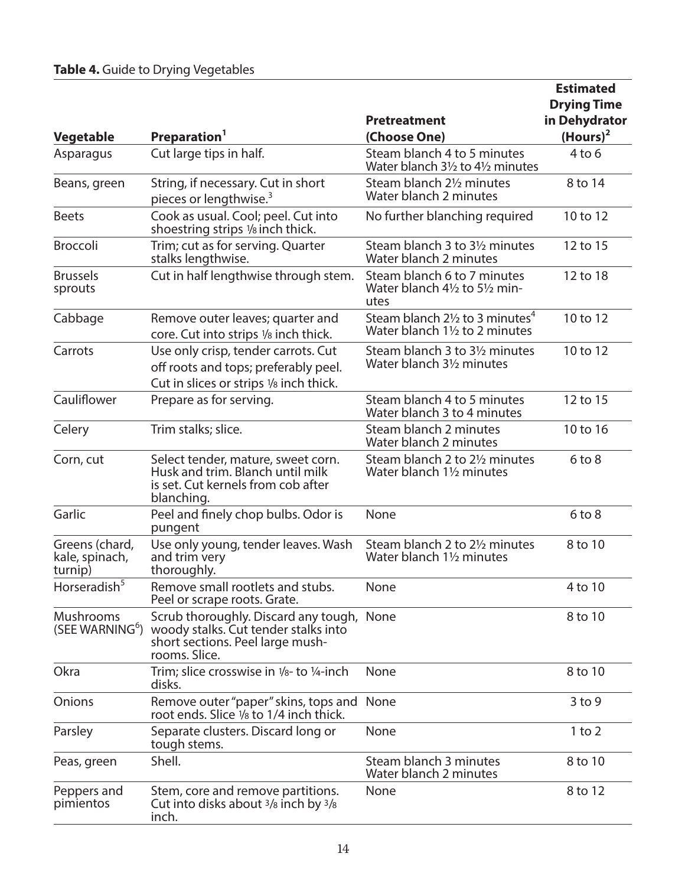**Table 4.** Guide to Drying Vegetables

| Vegetable | Preparation[1] | Pretreatment (Choose One) | Estimated Drying Time in Dehydrator (Hours)[2] |
|---|---|---|---|
| Asparagus | Cut large tips in half. | Steam blanch 4 to 5 minutes<br>Water blanch 3½ to 4½ minutes | 4 to 6 |
| Beans, green | String, if necessary. Cut in short pieces or lengthwise.[3] | Steam blanch 2½ minutes<br>Water blanch 2 minutes | 8 to 14 |
| Beets | Cook as usual. Cool; peel. Cut into shoestring strips ⅛ inch thick. | No further blanching required | 10 to 12 |
| Broccoli | Trim; cut as for serving. Quarter stalks lengthwise. | Steam blanch 3 to 3½ minutes<br>Water blanch 2 minutes | 12 to 15 |
| Brussels sprouts | Cut in half lengthwise through stem. | Steam blanch 6 to 7 minutes<br>Water blanch 4½ to 5½ minutes | 12 to 18 |
| Cabbage | Remove outer leaves; quarter and core. Cut into strips ⅛ inch thick. | Steam blanch 2½ to 3 minutes[4]<br>Water blanch 1½ to 2 minutes | 10 to 12 |
| Carrots | Use only crisp, tender carrots. Cut off roots and tops; preferably peel. Cut in slices or strips ⅛ inch thick. | Steam blanch 3 to 3½ minutes<br>Water blanch 3½ minutes | 10 to 12 |
| Cauliflower | Prepare as for serving. | Steam blanch 4 to 5 minutes<br>Water blanch 3 to 4 minutes | 12 to 15 |
| Celery | Trim stalks; slice. | Steam blanch 2 minutes<br>Water blanch 2 minutes | 10 to 16 |
| Corn, cut | Select tender, mature, sweet corn. Husk and trim. Blanch until milk is set. Cut kernels from cob after blanching. | Steam blanch 2 to 2½ minutes<br>Water blanch 1½ minutes | 6 to 8 |
| Garlic | Peel and finely chop bulbs. Odor is pungent | None | 6 to 8 |
| Greens (chard, kale, spinach, turnip) | Use only young, tender leaves. Wash and trim very thoroughly. | Steam blanch 2 to 2½ minutes<br>Water blanch 1½ minutes | 8 to 10 |
| Horseradish[5] | Remove small rootlets and stubs. Peel or scrape roots. Grate. | None | 4 to 10 |
| Mushrooms (SEE WARNING[6]) | Scrub thoroughly. Discard any tough, woody stalks. Cut tender stalks into short sections. Peel large mushrooms. Slice. | None | 8 to 10 |
| Okra | Trim; slice crosswise in ⅛- to ¼-inch disks. | None | 8 to 10 |
| Onions | Remove outer "paper" skins, tops and root ends. Slice ⅛ to 1/4 inch thick. | None | 3 to 9 |
| Parsley | Separate clusters. Discard long or tough stems. | None | 1 to 2 |
| Peas, green | Shell. | Steam blanch 3 minutes<br>Water blanch 2 minutes | 8 to 10 |
| Peppers and pimientos | Stem, core and remove partitions. Cut into disks about 3/8 inch by 3/8 inch. | None | 8 to 12 |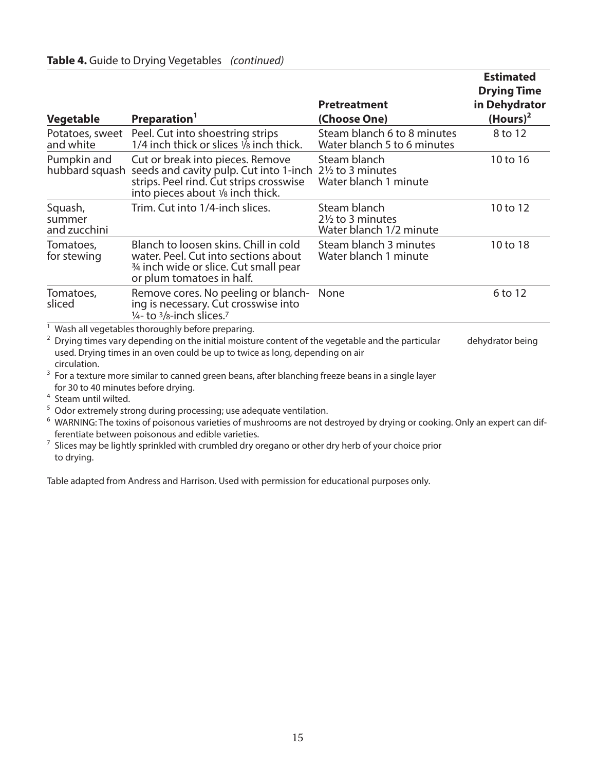**Table 4.** Guide to Drying Vegetables *(continued)*

| Vegetable | Preparation[1] | Pretreatment (Choose One) | Estimated Drying Time in Dehydrator (Hours)[2] |
|---|---|---|---|
| Potatoes, sweet and white | Peel. Cut into shoestring strips 1/4 inch thick or slices ⅛ inch thick. | Steam blanch 6 to 8 minutes<br>Water blanch 5 to 6 minutes | 8 to 12 |
| Pumpkin and hubbard squash | Cut or break into pieces. Remove seeds and cavity pulp. Cut into 1-inch strips. Peel rind. Cut strips crosswise into pieces about ⅛ inch thick. | Steam blanch 2½ to 3 minutes<br>Water blanch 1 minute | 10 to 16 |
| Squash, summer and zucchini | Trim. Cut into 1/4-inch slices. | Steam blanch 2½ to 3 minutes<br>Water blanch 1/2 minute | 10 to 12 |
| Tomatoes, for stewing | Blanch to loosen skins. Chill in cold water. Peel. Cut into sections about ¾ inch wide or slice. Cut small pear or plum tomatoes in half. | Steam blanch 3 minutes<br>Water blanch 1 minute | 10 to 18 |
| Tomatoes, sliced | Remove cores. No peeling or blanching is necessary. Cut crosswise into ¼- to ⅜-inch slices.[7] | None | 6 to 12 |

[1] Wash all vegetables thoroughly before preparing.

[2] Drying times vary depending on the initial moisture content of the vegetable and the particular dehydrator being used. Drying times in an oven could be up to twice as long, depending on air circulation.

[3] For a texture more similar to canned green beans, after blanching freeze beans in a single layer for 30 to 40 minutes before drying.

[4] Steam until wilted.

[5] Odor extremely strong during processing; use adequate ventilation.

[6] WARNING: The toxins of poisonous varieties of mushrooms are not destroyed by drying or cooking. Only an expert can differentiate between poisonous and edible varieties.

[7] Slices may be lightly sprinkled with crumbled dry oregano or other dry herb of your choice prior to drying.

Table adapted from Andress and Harrison. Used with permission for educational purposes only.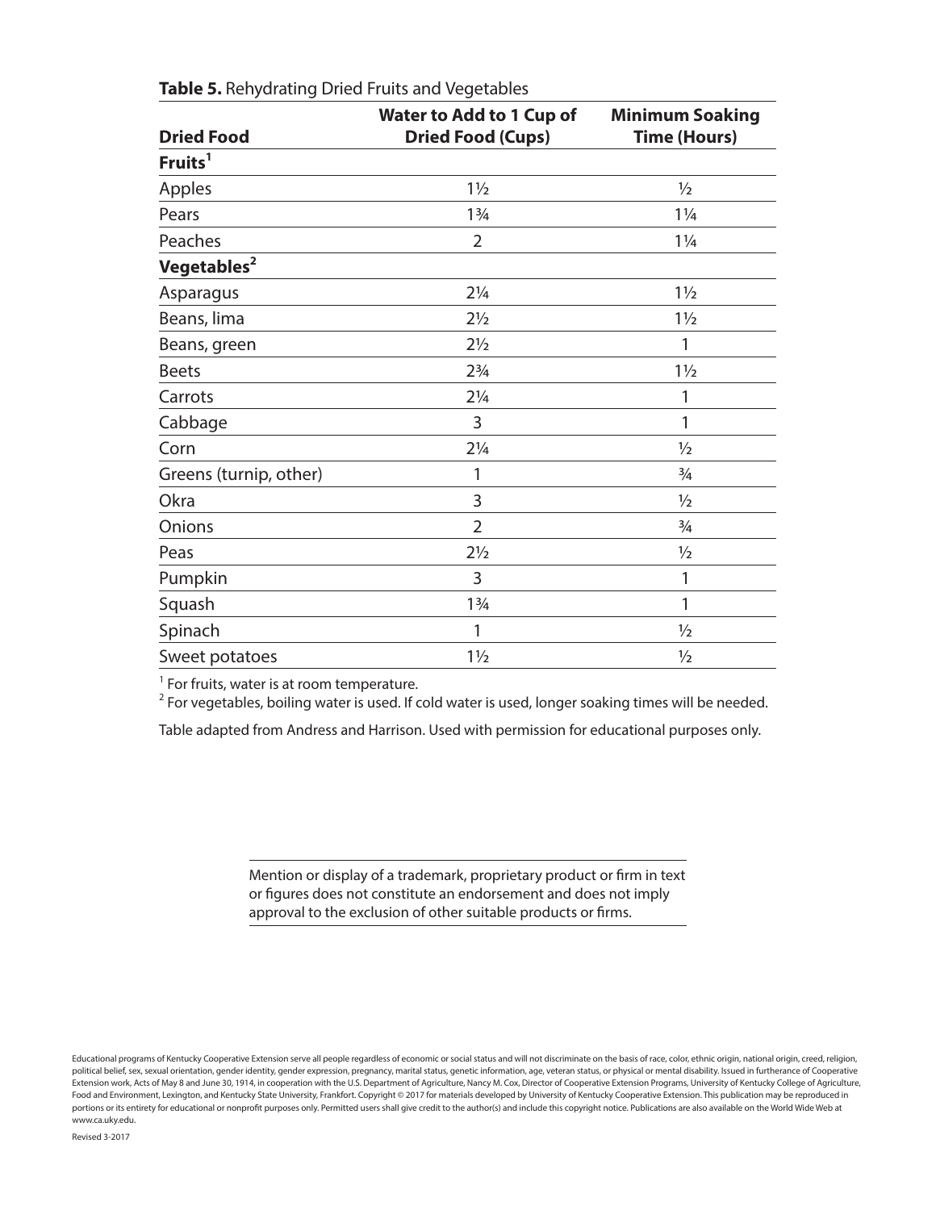**Table 5.** Rehydrating Dried Fruits and Vegetables

| Dried Food | Water to Add to 1 Cup of Dried Food (Cups) | Minimum Soaking Time (Hours) |
|---|---|---|
| **Fruits**[1] | | |
| Apples | 1½ | ½ |
| Pears | 1¾ | 1¼ |
| Peaches | 2 | 1¼ |
| **Vegetables**[2] | | |
| Asparagus | 2¼ | 1½ |
| Beans, lima | 2½ | 1½ |
| Beans, green | 2½ | 1 |
| Beets | 2¾ | 1½ |
| Carrots | 2¼ | 1 |
| Cabbage | 3 | 1 |
| Corn | 2¼ | ½ |
| Greens (turnip, other) | 1 | ¾ |
| Okra | 3 | ½ |
| Onions | 2 | ¾ |
| Peas | 2½ | ½ |
| Pumpkin | 3 | 1 |
| Squash | 1¾ | 1 |
| Spinach | 1 | ½ |
| Sweet potatoes | 1½ | ½ |

[1] For fruits, water is at room temperature.
[2] For vegetables, boiling water is used. If cold water is used, longer soaking times will be needed.

Table adapted from Andress and Harrison. Used with permission for educational purposes only.

Mention or display of a trademark, proprietary product or firm in text or figures does not constitute an endorsement and does not imply approval to the exclusion of other suitable products or firms.

Educational programs of Kentucky Cooperative Extension serve all people regardless of economic or social status and will not discriminate on the basis of race, color, ethnic origin, national origin, creed, religion, political belief, sex, sexual orientation, gender identity, gender expression, pregnancy, marital status, genetic information, age, veteran status, or physical or mental disability. Issued in furtherance of Cooperative Extension work, Acts of May 8 and June 30, 1914, in cooperation with the U.S. Department of Agriculture, Nancy M. Cox, Director of Cooperative Extension Programs, University of Kentucky College of Agriculture, Food and Environment, Lexington, and Kentucky State University, Frankfort. Copyright © 2017 for materials developed by University of Kentucky Cooperative Extension. This publication may be reproduced in portions or its entirety for educational or nonprofit purposes only. Permitted users shall give credit to the author(s) and include this copyright notice. Publications are also available on the World Wide Web at www.ca.uky.edu.

Revised 3-2017